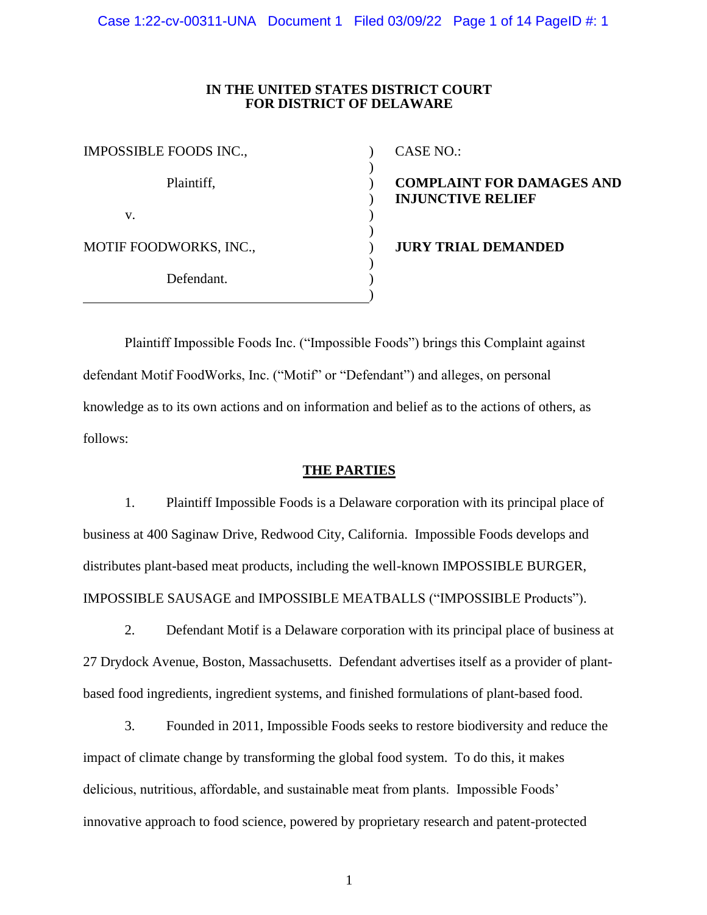**IN THE UNITED STATES DISTRICT COURT
FOR DISTRICT OF DELAWARE**

| | | |
|---|---|---|
| IMPOSSIBLE FOODS INC., | ) | CASE NO.: |
| Plaintiff, | ) | **COMPLAINT FOR DAMAGES AND INJUNCTIVE RELIEF** |
| v. | ) | |
| MOTIF FOODWORKS, INC., | ) | **JURY TRIAL DEMANDED** |
| Defendant. | ) | |

Plaintiff Impossible Foods Inc. ("Impossible Foods") brings this Complaint against defendant Motif FoodWorks, Inc. ("Motif" or "Defendant") and alleges, on personal knowledge as to its own actions and on information and belief as to the actions of others, as follows:

## THE PARTIES

1. Plaintiff Impossible Foods is a Delaware corporation with its principal place of business at 400 Saginaw Drive, Redwood City, California. Impossible Foods develops and distributes plant-based meat products, including the well-known IMPOSSIBLE BURGER, IMPOSSIBLE SAUSAGE and IMPOSSIBLE MEATBALLS ("IMPOSSIBLE Products").

2. Defendant Motif is a Delaware corporation with its principal place of business at 27 Drydock Avenue, Boston, Massachusetts. Defendant advertises itself as a provider of plant-based food ingredients, ingredient systems, and finished formulations of plant-based food.

3. Founded in 2011, Impossible Foods seeks to restore biodiversity and reduce the impact of climate change by transforming the global food system. To do this, it makes delicious, nutritious, affordable, and sustainable meat from plants. Impossible Foods' innovative approach to food science, powered by proprietary research and patent-protected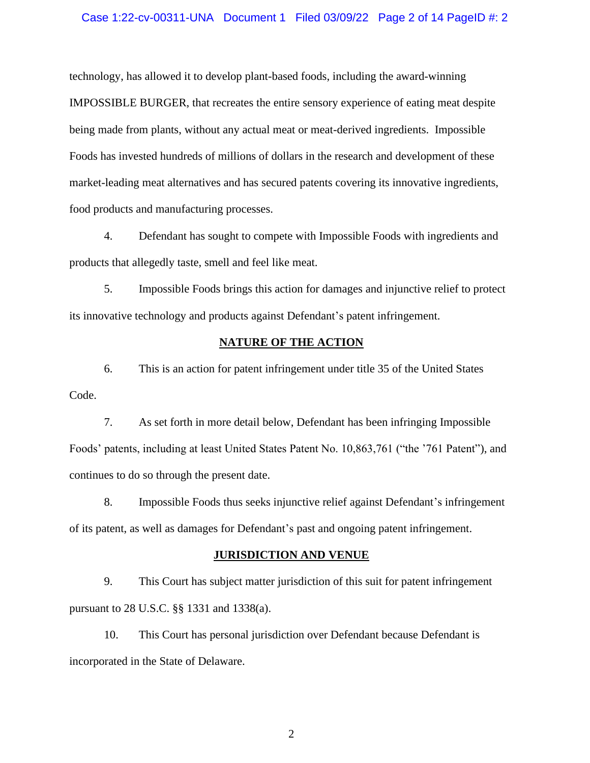technology, has allowed it to develop plant-based foods, including the award-winning IMPOSSIBLE BURGER, that recreates the entire sensory experience of eating meat despite being made from plants, without any actual meat or meat-derived ingredients. Impossible Foods has invested hundreds of millions of dollars in the research and development of these market-leading meat alternatives and has secured patents covering its innovative ingredients, food products and manufacturing processes.

4. Defendant has sought to compete with Impossible Foods with ingredients and products that allegedly taste, smell and feel like meat.

5. Impossible Foods brings this action for damages and injunctive relief to protect its innovative technology and products against Defendant's patent infringement.

## NATURE OF THE ACTION

6. This is an action for patent infringement under title 35 of the United States Code.

7. As set forth in more detail below, Defendant has been infringing Impossible Foods' patents, including at least United States Patent No. 10,863,761 ("the '761 Patent"), and continues to do so through the present date.

8. Impossible Foods thus seeks injunctive relief against Defendant's infringement of its patent, as well as damages for Defendant's past and ongoing patent infringement.

## JURISDICTION AND VENUE

9. This Court has subject matter jurisdiction of this suit for patent infringement pursuant to 28 U.S.C. §§ 1331 and 1338(a).

10. This Court has personal jurisdiction over Defendant because Defendant is incorporated in the State of Delaware.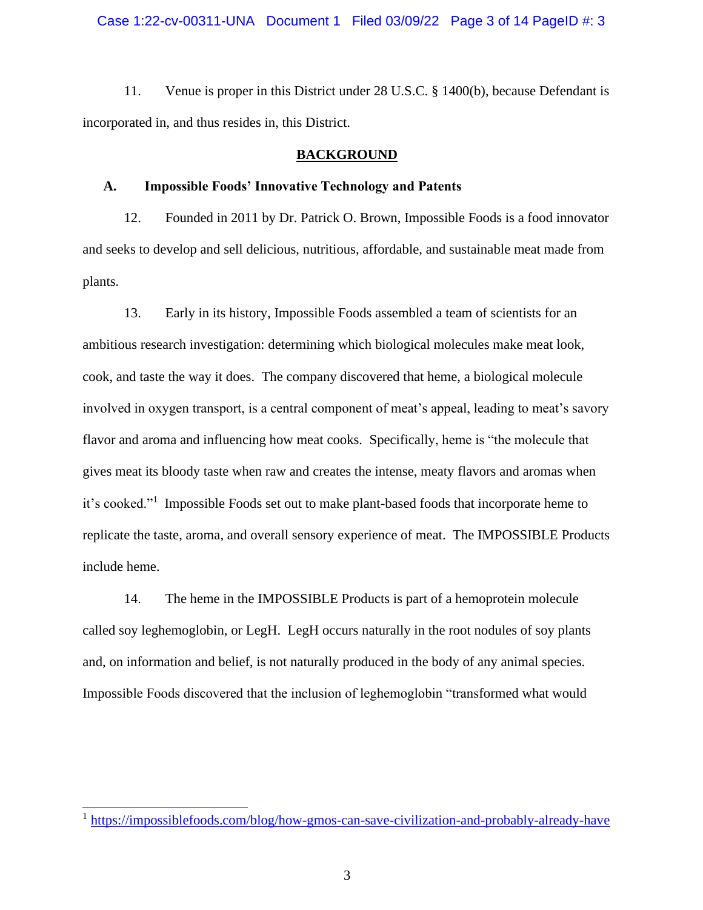11. Venue is proper in this District under 28 U.S.C. § 1400(b), because Defendant is incorporated in, and thus resides in, this District.

## BACKGROUND

### A. Impossible Foods' Innovative Technology and Patents

12. Founded in 2011 by Dr. Patrick O. Brown, Impossible Foods is a food innovator and seeks to develop and sell delicious, nutritious, affordable, and sustainable meat made from plants.

13. Early in its history, Impossible Foods assembled a team of scientists for an ambitious research investigation: determining which biological molecules make meat look, cook, and taste the way it does. The company discovered that heme, a biological molecule involved in oxygen transport, is a central component of meat's appeal, leading to meat's savory flavor and aroma and influencing how meat cooks. Specifically, heme is "the molecule that gives meat its bloody taste when raw and creates the intense, meaty flavors and aromas when it's cooked."[1] Impossible Foods set out to make plant-based foods that incorporate heme to replicate the taste, aroma, and overall sensory experience of meat. The IMPOSSIBLE Products include heme.

14. The heme in the IMPOSSIBLE Products is part of a hemoprotein molecule called soy leghemoglobin, or LegH. LegH occurs naturally in the root nodules of soy plants and, on information and belief, is not naturally produced in the body of any animal species. Impossible Foods discovered that the inclusion of leghemoglobin "transformed what would

---

[1] https://impossiblefoods.com/blog/how-gmos-can-save-civilization-and-probably-already-have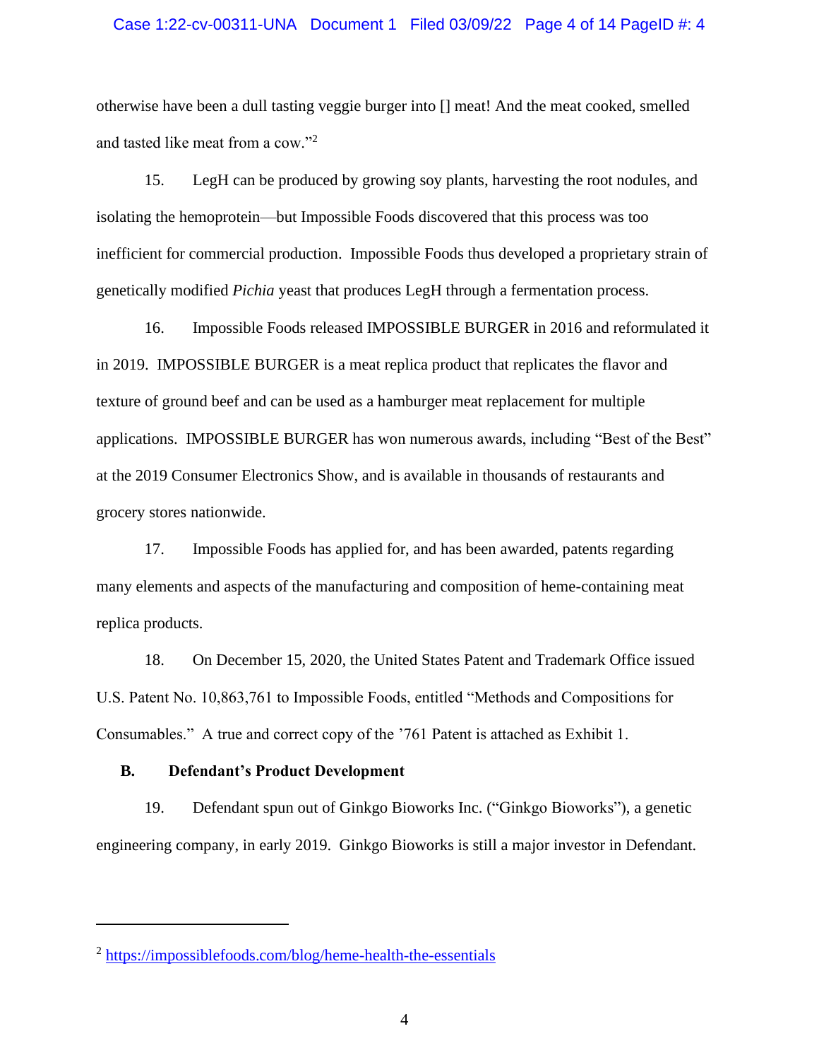otherwise have been a dull tasting veggie burger into [] meat! And the meat cooked, smelled and tasted like meat from a cow."[2]

15. LegH can be produced by growing soy plants, harvesting the root nodules, and isolating the hemoprotein—but Impossible Foods discovered that this process was too inefficient for commercial production. Impossible Foods thus developed a proprietary strain of genetically modified *Pichia* yeast that produces LegH through a fermentation process.

16. Impossible Foods released IMPOSSIBLE BURGER in 2016 and reformulated it in 2019. IMPOSSIBLE BURGER is a meat replica product that replicates the flavor and texture of ground beef and can be used as a hamburger meat replacement for multiple applications. IMPOSSIBLE BURGER has won numerous awards, including "Best of the Best" at the 2019 Consumer Electronics Show, and is available in thousands of restaurants and grocery stores nationwide.

17. Impossible Foods has applied for, and has been awarded, patents regarding many elements and aspects of the manufacturing and composition of heme-containing meat replica products.

18. On December 15, 2020, the United States Patent and Trademark Office issued U.S. Patent No. 10,863,761 to Impossible Foods, entitled "Methods and Compositions for Consumables." A true and correct copy of the '761 Patent is attached as Exhibit 1.

### B. Defendant's Product Development

19. Defendant spun out of Ginkgo Bioworks Inc. ("Ginkgo Bioworks"), a genetic engineering company, in early 2019. Ginkgo Bioworks is still a major investor in Defendant.

---

[2] https://impossiblefoods.com/blog/heme-health-the-essentials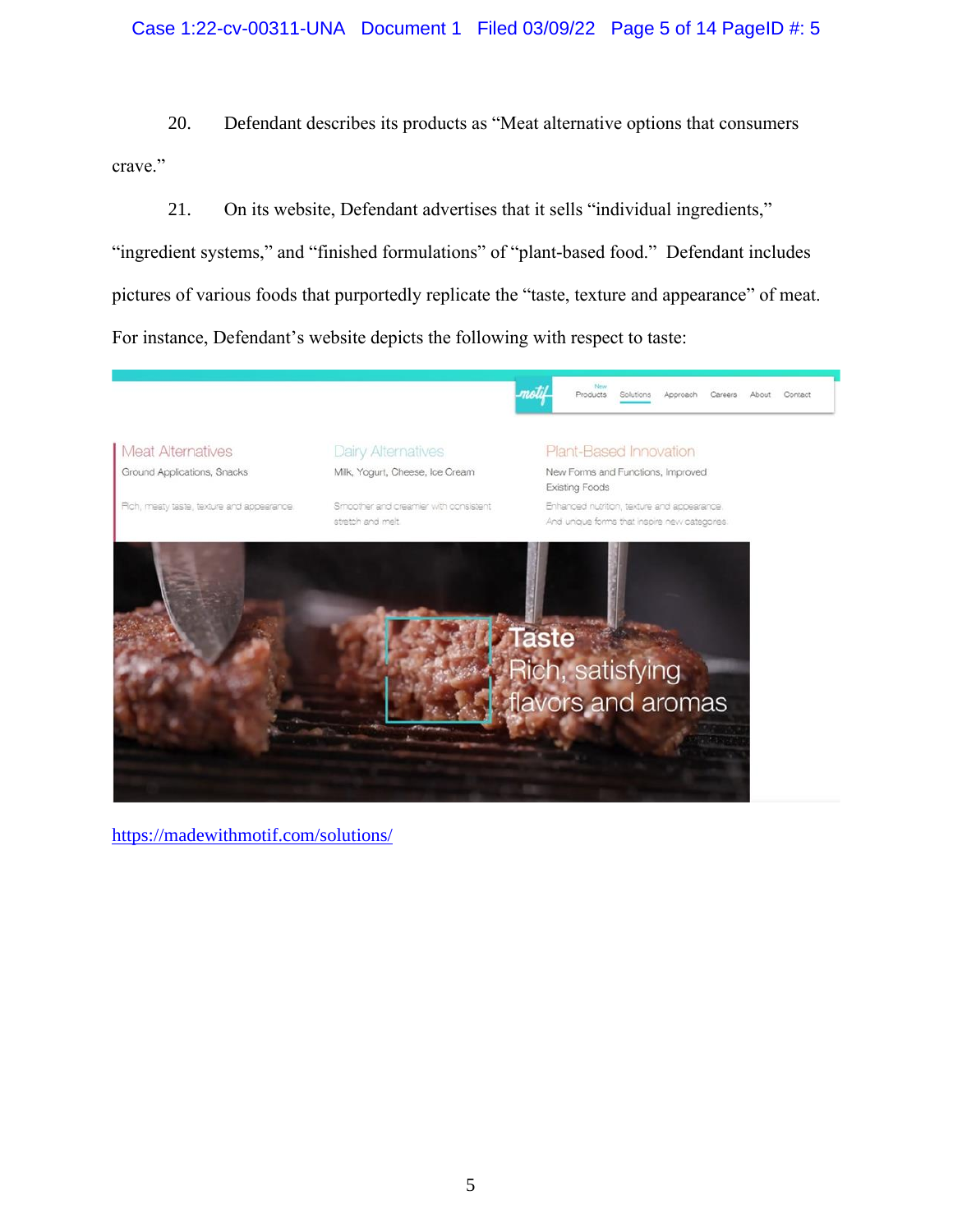20. Defendant describes its products as "Meat alternative options that consumers crave."

21. On its website, Defendant advertises that it sells "individual ingredients," "ingredient systems," and "finished formulations" of "plant-based food." Defendant includes pictures of various foods that purportedly replicate the "taste, texture and appearance" of meat. For instance, Defendant's website depicts the following with respect to taste:

https://madewithmotif.com/solutions/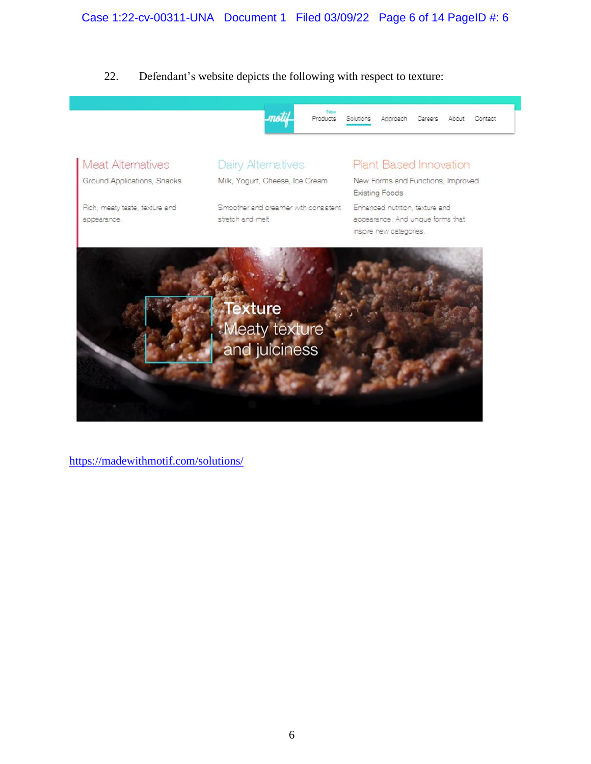22. Defendant's website depicts the following with respect to texture:

New
Products Solutions Approach Careers About Contact

Meat Alternatives

Ground Applications, Snacks

Rich, meaty taste, texture and appearance.

Dairy Alternatives

Milk, Yogurt, Cheese, Ice Cream

Smoother and creamier with consistent stretch and melt.

Plant Based Innovation

New Forms and Functions, Improved Existing Foods

Enhanced nutrition, texture and appearance. And unique forms that inspire new categories.

Texture

Meaty texture and juiciness

https://madewithmotif.com/solutions/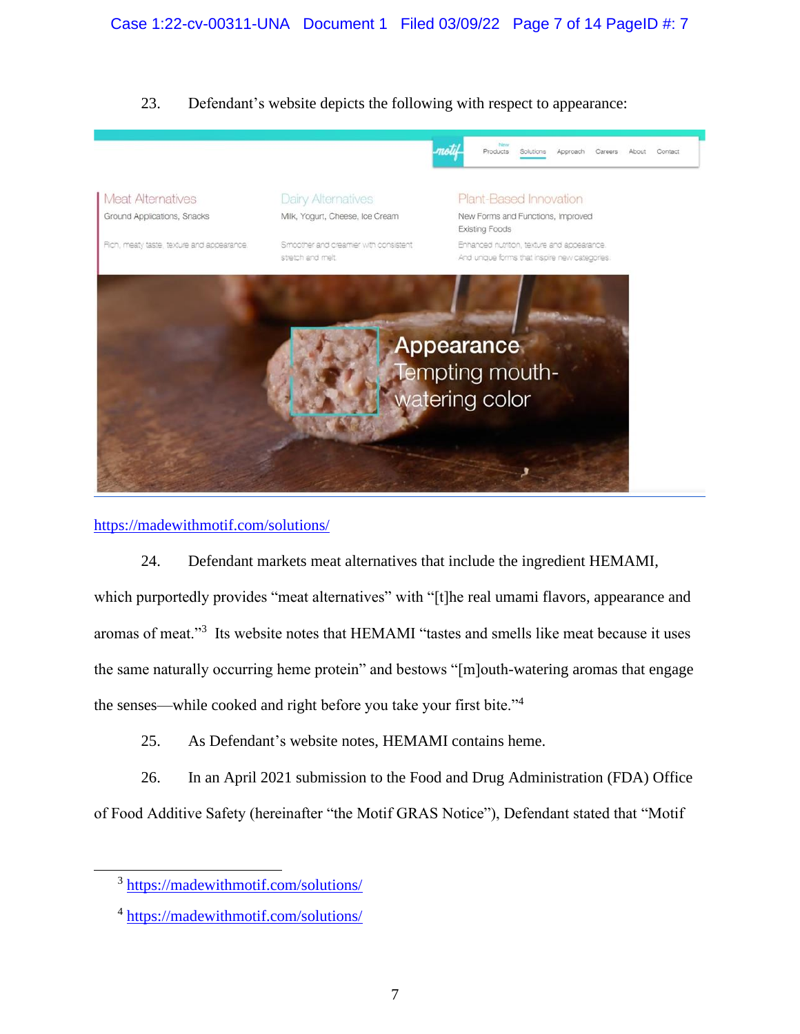23. Defendant's website depicts the following with respect to appearance:

https://madewithmotif.com/solutions/

24. Defendant markets meat alternatives that include the ingredient HEMAMI, which purportedly provides "meat alternatives" with "[t]he real umami flavors, appearance and aromas of meat."[3] Its website notes that HEMAMI "tastes and smells like meat because it uses the same naturally occurring heme protein" and bestows "[m]outh-watering aromas that engage the senses—while cooked and right before you take your first bite."[4]

25. As Defendant's website notes, HEMAMI contains heme.

26. In an April 2021 submission to the Food and Drug Administration (FDA) Office of Food Additive Safety (hereinafter "the Motif GRAS Notice"), Defendant stated that "Motif

---

[3] https://madewithmotif.com/solutions/

[4] https://madewithmotif.com/solutions/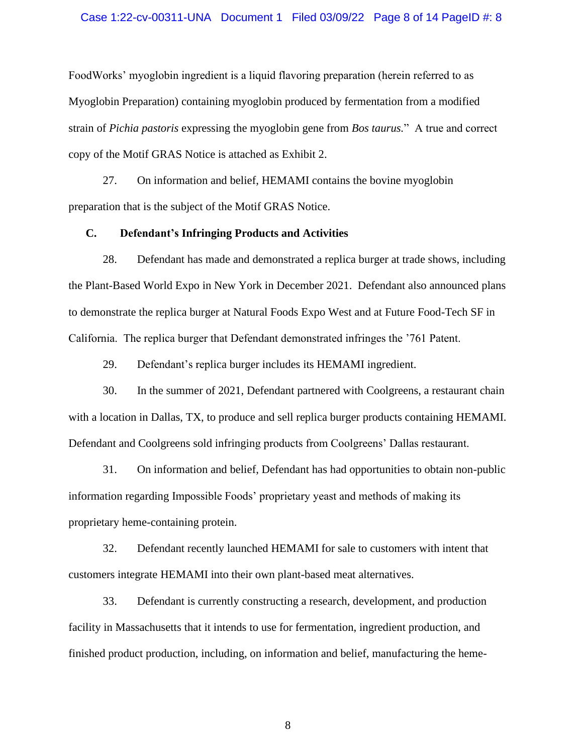FoodWorks' myoglobin ingredient is a liquid flavoring preparation (herein referred to as Myoglobin Preparation) containing myoglobin produced by fermentation from a modified strain of *Pichia pastoris* expressing the myoglobin gene from *Bos taurus*." A true and correct copy of the Motif GRAS Notice is attached as Exhibit 2.

27. On information and belief, HEMAMI contains the bovine myoglobin preparation that is the subject of the Motif GRAS Notice.

### C. Defendant's Infringing Products and Activities

28. Defendant has made and demonstrated a replica burger at trade shows, including the Plant-Based World Expo in New York in December 2021. Defendant also announced plans to demonstrate the replica burger at Natural Foods Expo West and at Future Food-Tech SF in California. The replica burger that Defendant demonstrated infringes the '761 Patent.

29. Defendant's replica burger includes its HEMAMI ingredient.

30. In the summer of 2021, Defendant partnered with Coolgreens, a restaurant chain with a location in Dallas, TX, to produce and sell replica burger products containing HEMAMI. Defendant and Coolgreens sold infringing products from Coolgreens' Dallas restaurant.

31. On information and belief, Defendant has had opportunities to obtain non-public information regarding Impossible Foods' proprietary yeast and methods of making its proprietary heme-containing protein.

32. Defendant recently launched HEMAMI for sale to customers with intent that customers integrate HEMAMI into their own plant-based meat alternatives.

33. Defendant is currently constructing a research, development, and production facility in Massachusetts that it intends to use for fermentation, ingredient production, and finished product production, including, on information and belief, manufacturing the heme-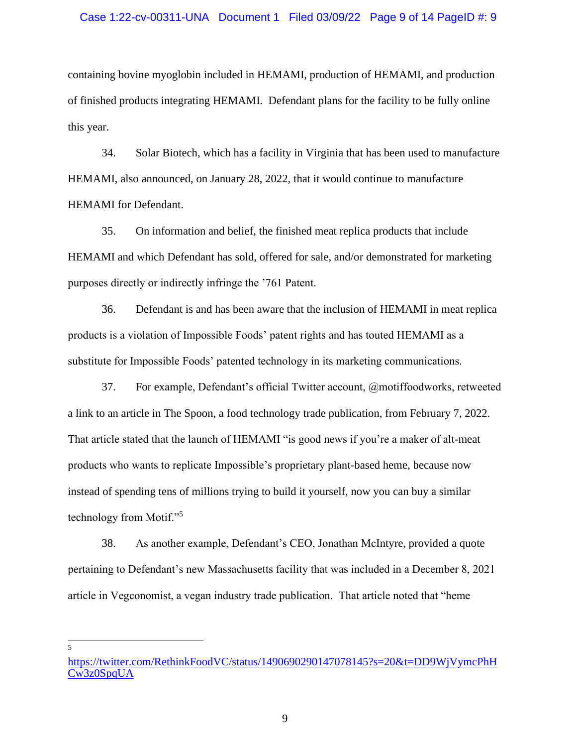containing bovine myoglobin included in HEMAMI, production of HEMAMI, and production of finished products integrating HEMAMI. Defendant plans for the facility to be fully online this year.

34. Solar Biotech, which has a facility in Virginia that has been used to manufacture HEMAMI, also announced, on January 28, 2022, that it would continue to manufacture HEMAMI for Defendant.

35. On information and belief, the finished meat replica products that include HEMAMI and which Defendant has sold, offered for sale, and/or demonstrated for marketing purposes directly or indirectly infringe the '761 Patent.

36. Defendant is and has been aware that the inclusion of HEMAMI in meat replica products is a violation of Impossible Foods' patent rights and has touted HEMAMI as a substitute for Impossible Foods' patented technology in its marketing communications.

37. For example, Defendant's official Twitter account, @motiffoodworks, retweeted a link to an article in The Spoon, a food technology trade publication, from February 7, 2022. That article stated that the launch of HEMAMI "is good news if you're a maker of alt-meat products who wants to replicate Impossible's proprietary plant-based heme, because now instead of spending tens of millions trying to build it yourself, now you can buy a similar technology from Motif."[5]

38. As another example, Defendant's CEO, Jonathan McIntyre, provided a quote pertaining to Defendant's new Massachusetts facility that was included in a December 8, 2021 article in Vegconomist, a vegan industry trade publication. That article noted that "heme

---

[5] https://twitter.com/RethinkFoodVC/status/1490690290147078145?s=20&t=DD9WjVymcPhHCw3z0SpqUA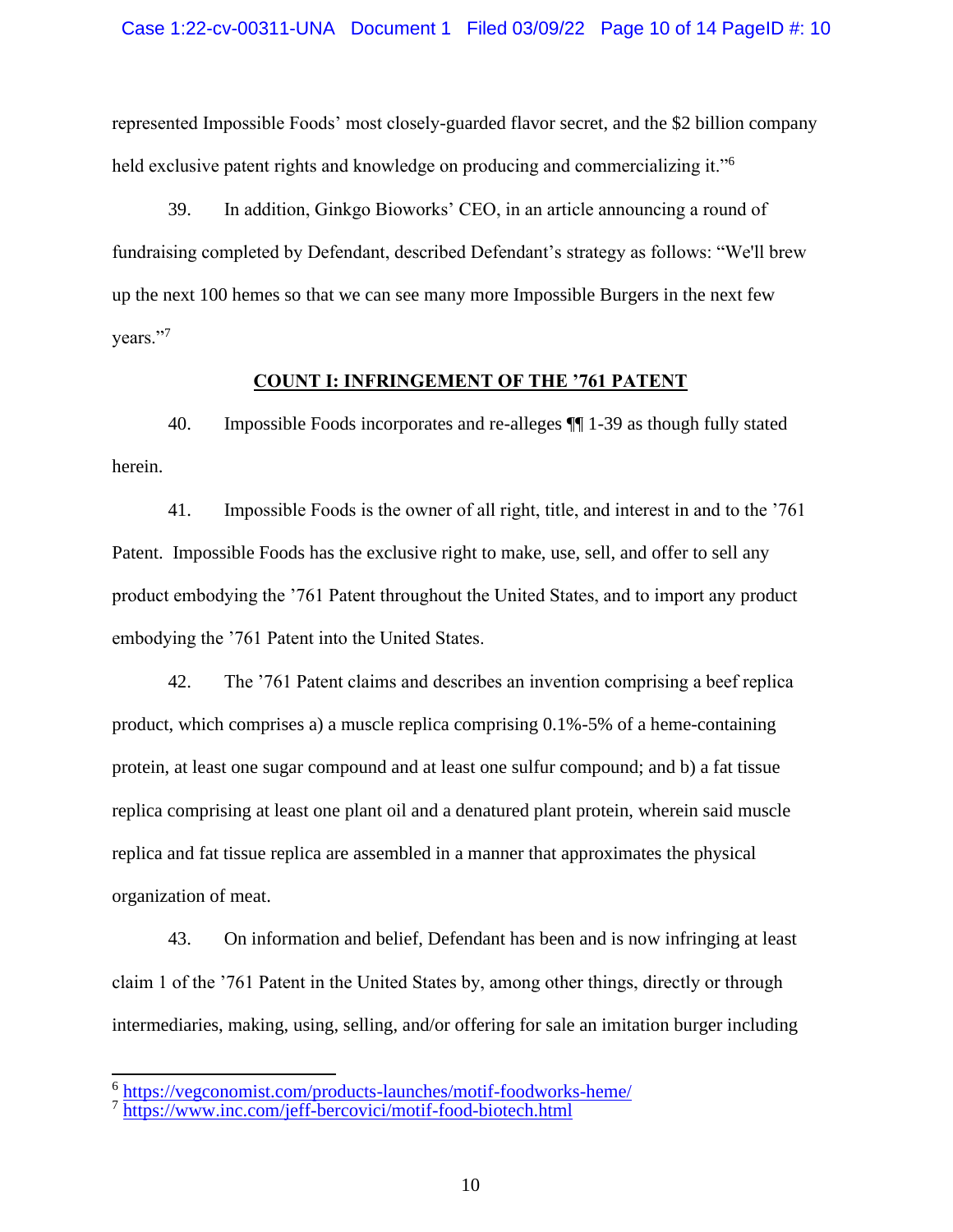represented Impossible Foods' most closely-guarded flavor secret, and the $2 billion company held exclusive patent rights and knowledge on producing and commercializing it."[6]

39. In addition, Ginkgo Bioworks' CEO, in an article announcing a round of fundraising completed by Defendant, described Defendant's strategy as follows: "We'll brew up the next 100 hemes so that we can see many more Impossible Burgers in the next few years."[7]

**COUNT I: INFRINGEMENT OF THE '761 PATENT**

40. Impossible Foods incorporates and re-alleges ¶¶ 1-39 as though fully stated herein.

41. Impossible Foods is the owner of all right, title, and interest in and to the '761 Patent. Impossible Foods has the exclusive right to make, use, sell, and offer to sell any product embodying the '761 Patent throughout the United States, and to import any product embodying the '761 Patent into the United States.

42. The '761 Patent claims and describes an invention comprising a beef replica product, which comprises a) a muscle replica comprising 0.1%-5% of a heme-containing protein, at least one sugar compound and at least one sulfur compound; and b) a fat tissue replica comprising at least one plant oil and a denatured plant protein, wherein said muscle replica and fat tissue replica are assembled in a manner that approximates the physical organization of meat.

43. On information and belief, Defendant has been and is now infringing at least claim 1 of the '761 Patent in the United States by, among other things, directly or through intermediaries, making, using, selling, and/or offering for sale an imitation burger including

---

[6] https://vegconomist.com/products-launches/motif-foodworks-heme/

[7] https://www.inc.com/jeff-bercovici/motif-food-biotech.html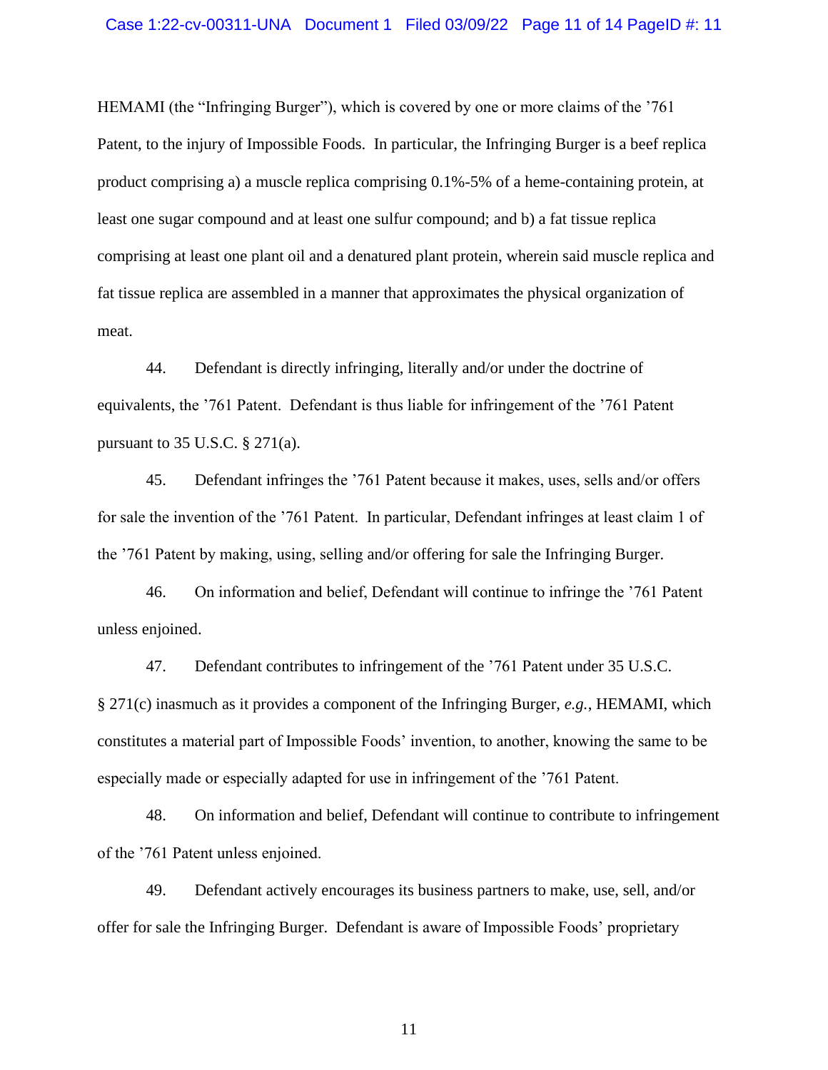HEMAMI (the "Infringing Burger"), which is covered by one or more claims of the '761 Patent, to the injury of Impossible Foods. In particular, the Infringing Burger is a beef replica product comprising a) a muscle replica comprising 0.1%-5% of a heme-containing protein, at least one sugar compound and at least one sulfur compound; and b) a fat tissue replica comprising at least one plant oil and a denatured plant protein, wherein said muscle replica and fat tissue replica are assembled in a manner that approximates the physical organization of meat.

44. Defendant is directly infringing, literally and/or under the doctrine of equivalents, the '761 Patent. Defendant is thus liable for infringement of the '761 Patent pursuant to 35 U.S.C. § 271(a).

45. Defendant infringes the '761 Patent because it makes, uses, sells and/or offers for sale the invention of the '761 Patent. In particular, Defendant infringes at least claim 1 of the '761 Patent by making, using, selling and/or offering for sale the Infringing Burger.

46. On information and belief, Defendant will continue to infringe the '761 Patent unless enjoined.

47. Defendant contributes to infringement of the '761 Patent under 35 U.S.C. § 271(c) inasmuch as it provides a component of the Infringing Burger, *e.g.*, HEMAMI, which constitutes a material part of Impossible Foods' invention, to another, knowing the same to be especially made or especially adapted for use in infringement of the '761 Patent.

48. On information and belief, Defendant will continue to contribute to infringement of the '761 Patent unless enjoined.

49. Defendant actively encourages its business partners to make, use, sell, and/or offer for sale the Infringing Burger. Defendant is aware of Impossible Foods' proprietary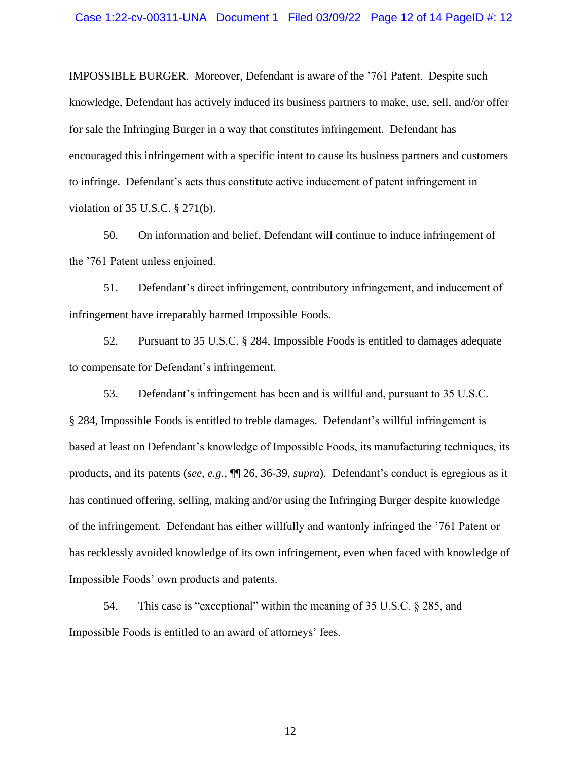IMPOSSIBLE BURGER. Moreover, Defendant is aware of the '761 Patent. Despite such knowledge, Defendant has actively induced its business partners to make, use, sell, and/or offer for sale the Infringing Burger in a way that constitutes infringement. Defendant has encouraged this infringement with a specific intent to cause its business partners and customers to infringe. Defendant's acts thus constitute active inducement of patent infringement in violation of 35 U.S.C. § 271(b).

50. On information and belief, Defendant will continue to induce infringement of the '761 Patent unless enjoined.

51. Defendant's direct infringement, contributory infringement, and inducement of infringement have irreparably harmed Impossible Foods.

52. Pursuant to 35 U.S.C. § 284, Impossible Foods is entitled to damages adequate to compensate for Defendant's infringement.

53. Defendant's infringement has been and is willful and, pursuant to 35 U.S.C. § 284, Impossible Foods is entitled to treble damages. Defendant's willful infringement is based at least on Defendant's knowledge of Impossible Foods, its manufacturing techniques, its products, and its patents (*see, e.g.*, ¶¶ 26, 36-39, *supra*). Defendant's conduct is egregious as it has continued offering, selling, making and/or using the Infringing Burger despite knowledge of the infringement. Defendant has either willfully and wantonly infringed the '761 Patent or has recklessly avoided knowledge of its own infringement, even when faced with knowledge of Impossible Foods' own products and patents.

54. This case is "exceptional" within the meaning of 35 U.S.C. § 285, and Impossible Foods is entitled to an award of attorneys' fees.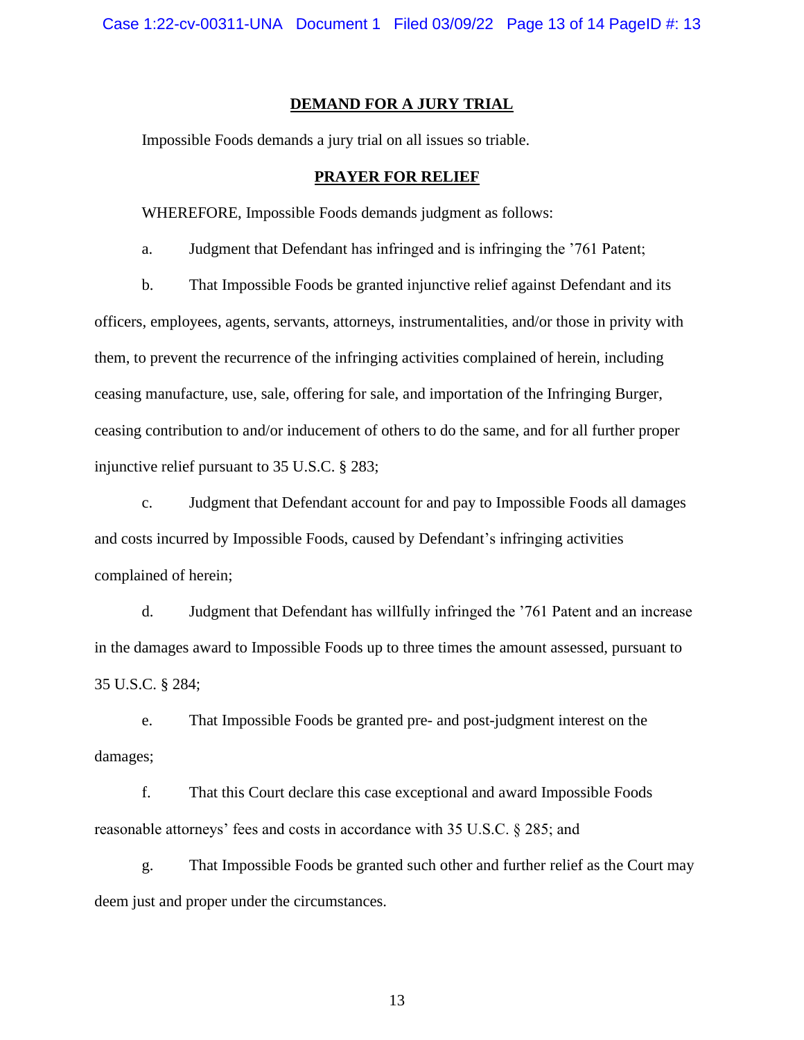## DEMAND FOR A JURY TRIAL

Impossible Foods demands a jury trial on all issues so triable.

## PRAYER FOR RELIEF

WHEREFORE, Impossible Foods demands judgment as follows:

a. Judgment that Defendant has infringed and is infringing the '761 Patent;

b. That Impossible Foods be granted injunctive relief against Defendant and its officers, employees, agents, servants, attorneys, instrumentalities, and/or those in privity with them, to prevent the recurrence of the infringing activities complained of herein, including ceasing manufacture, use, sale, offering for sale, and importation of the Infringing Burger, ceasing contribution to and/or inducement of others to do the same, and for all further proper injunctive relief pursuant to 35 U.S.C. § 283;

c. Judgment that Defendant account for and pay to Impossible Foods all damages and costs incurred by Impossible Foods, caused by Defendant's infringing activities complained of herein;

d. Judgment that Defendant has willfully infringed the '761 Patent and an increase in the damages award to Impossible Foods up to three times the amount assessed, pursuant to 35 U.S.C. § 284;

e. That Impossible Foods be granted pre- and post-judgment interest on the damages;

f. That this Court declare this case exceptional and award Impossible Foods reasonable attorneys' fees and costs in accordance with 35 U.S.C. § 285; and

g. That Impossible Foods be granted such other and further relief as the Court may deem just and proper under the circumstances.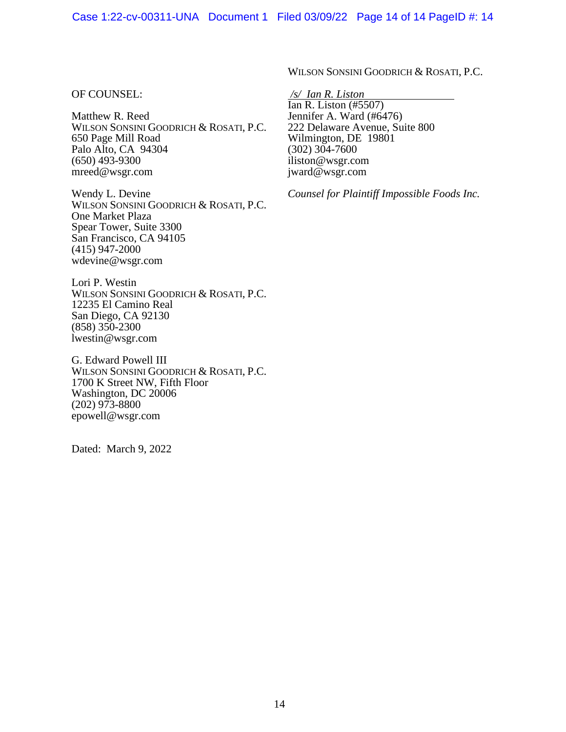WILSON SONSINI GOODRICH & ROSATI, P.C.

*/s/ Ian R. Liston*
Ian R. Liston (#5507)
Jennifer A. Ward (#6476)
222 Delaware Avenue, Suite 800
Wilmington, DE 19801
(302) 304-7600
iliston@wsgr.com
jward@wsgr.com

*Counsel for Plaintiff Impossible Foods Inc.*

OF COUNSEL:

Matthew R. Reed
WILSON SONSINI GOODRICH & ROSATI, P.C.
650 Page Mill Road
Palo Alto, CA 94304
(650) 493-9300
mreed@wsgr.com

Wendy L. Devine
WILSON SONSINI GOODRICH & ROSATI, P.C.
One Market Plaza
Spear Tower, Suite 3300
San Francisco, CA 94105
(415) 947-2000
wdevine@wsgr.com

Lori P. Westin
WILSON SONSINI GOODRICH & ROSATI, P.C.
12235 El Camino Real
San Diego, CA 92130
(858) 350-2300
lwestin@wsgr.com

G. Edward Powell III
WILSON SONSINI GOODRICH & ROSATI, P.C.
1700 K Street NW, Fifth Floor
Washington, DC 20006
(202) 973-8800
epowell@wsgr.com

Dated: March 9, 2022